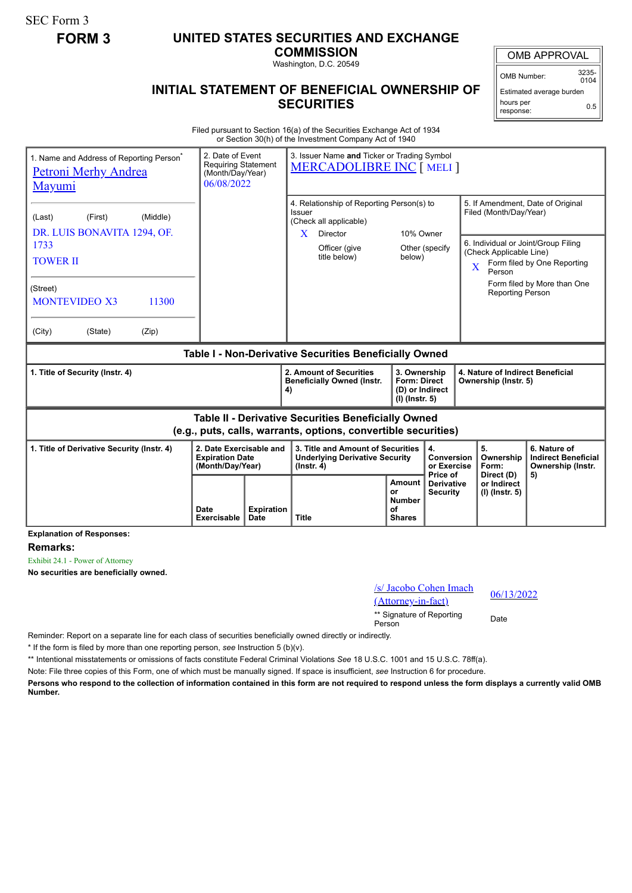SEC Form 3

**FORM 3**

# UNITED STATES SECURITIES AND EXCHANGE COMMISSION

Washington, D.C. 20549

## INITIAL STATEMENT OF BENEFICIAL OWNERSHIP OF SECURITIES

| OMB APPROVAL | |
|---|---|
| OMB Number: | 3235-0104 |
| Estimated average burden hours per response: | 0.5 |

Filed pursuant to Section 16(a) of the Securities Exchange Act of 1934 or Section 30(h) of the Investment Company Act of 1940

| 1. Name and Address of Reporting Person* | 2. Date of Event Requiring Statement (Month/Day/Year) | 3. Issuer Name **and** Ticker or Trading Symbol |
|---|---|---|
| Petroni Merhy Andrea Mayumi | 06/08/2022 | MERCADOLIBRE INC [ MELI ] |
| (Last) (First) (Middle) DR. LUIS BONAVITA 1294, OF. 1733 TOWER II | | 4. Relationship of Reporting Person(s) to Issuer (Check all applicable) X Director; 10% Owner; Officer (give title below); Other (specify below) |
| (Street) MONTEVIDEO X3 11300 | | 5. If Amendment, Date of Original Filed (Month/Day/Year) |
| (City) (State) (Zip) | | 6. Individual or Joint/Group Filing (Check Applicable Line) X Form filed by One Reporting Person; Form filed by More than One Reporting Person |

### Table I - Non-Derivative Securities Beneficially Owned

| 1. Title of Security (Instr. 4) | 2. Amount of Securities Beneficially Owned (Instr. 4) | 3. Ownership Form: Direct (D) or Indirect (I) (Instr. 5) | 4. Nature of Indirect Beneficial Ownership (Instr. 5) |
|---|---|---|---|

### Table II - Derivative Securities Beneficially Owned (e.g., puts, calls, warrants, options, convertible securities)

| 1. Title of Derivative Security (Instr. 4) | 2. Date Exercisable and Expiration Date (Month/Day/Year) | | 3. Title and Amount of Securities Underlying Derivative Security (Instr. 4) | | 4. Conversion or Exercise Price of Derivative Security | 5. Ownership Form: Direct (D) or Indirect (I) (Instr. 5) | 6. Nature of Indirect Beneficial Ownership (Instr. 5) |
|---|---|---|---|---|---|---|---|
| | Date Exercisable | Expiration Date | Title | Amount or Number of Shares | | | |

**Explanation of Responses:**

**Remarks:**

Exhibit 24.1 - Power of Attorney

**No securities are beneficially owned.**

| /s/ Jacobo Cohen Imach (Attorney-in-fact) | 06/13/2022 |
|---|---|
| ** Signature of Reporting Person | Date |

Reminder: Report on a separate line for each class of securities beneficially owned directly or indirectly.

\* If the form is filed by more than one reporting person, *see* Instruction 5 (b)(v).

** Intentional misstatements or omissions of facts constitute Federal Criminal Violations *See* 18 U.S.C. 1001 and 15 U.S.C. 78ff(a).

Note: File three copies of this Form, one of which must be manually signed. If space is insufficient, *see* Instruction 6 for procedure.

**Persons who respond to the collection of information contained in this form are not required to respond unless the form displays a currently valid OMB Number.**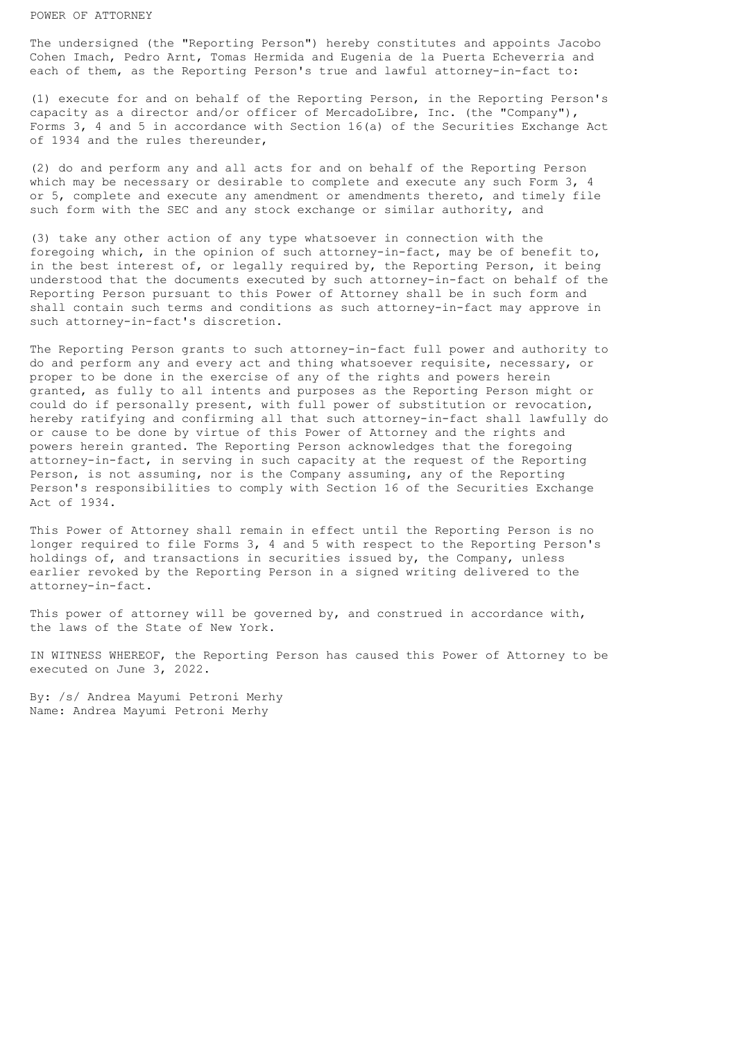# POWER OF ATTORNEY

The undersigned (the "Reporting Person") hereby constitutes and appoints Jacobo Cohen Imach, Pedro Arnt, Tomas Hermida and Eugenia de la Puerta Echeverria and each of them, as the Reporting Person's true and lawful attorney-in-fact to:

(1) execute for and on behalf of the Reporting Person, in the Reporting Person's capacity as a director and/or officer of MercadoLibre, Inc. (the "Company"), Forms 3, 4 and 5 in accordance with Section 16(a) of the Securities Exchange Act of 1934 and the rules thereunder,

(2) do and perform any and all acts for and on behalf of the Reporting Person which may be necessary or desirable to complete and execute any such Form 3, 4 or 5, complete and execute any amendment or amendments thereto, and timely file such form with the SEC and any stock exchange or similar authority, and

(3) take any other action of any type whatsoever in connection with the foregoing which, in the opinion of such attorney-in-fact, may be of benefit to, in the best interest of, or legally required by, the Reporting Person, it being understood that the documents executed by such attorney-in-fact on behalf of the Reporting Person pursuant to this Power of Attorney shall be in such form and shall contain such terms and conditions as such attorney-in-fact may approve in such attorney-in-fact's discretion.

The Reporting Person grants to such attorney-in-fact full power and authority to do and perform any and every act and thing whatsoever requisite, necessary, or proper to be done in the exercise of any of the rights and powers herein granted, as fully to all intents and purposes as the Reporting Person might or could do if personally present, with full power of substitution or revocation, hereby ratifying and confirming all that such attorney-in-fact shall lawfully do or cause to be done by virtue of this Power of Attorney and the rights and powers herein granted. The Reporting Person acknowledges that the foregoing attorney-in-fact, in serving in such capacity at the request of the Reporting Person, is not assuming, nor is the Company assuming, any of the Reporting Person's responsibilities to comply with Section 16 of the Securities Exchange Act of 1934.

This Power of Attorney shall remain in effect until the Reporting Person is no longer required to file Forms 3, 4 and 5 with respect to the Reporting Person's holdings of, and transactions in securities issued by, the Company, unless earlier revoked by the Reporting Person in a signed writing delivered to the attorney-in-fact.

This power of attorney will be governed by, and construed in accordance with, the laws of the State of New York.

IN WITNESS WHEREOF, the Reporting Person has caused this Power of Attorney to be executed on June 3, 2022.

By: /s/ Andrea Mayumi Petroni Merhy
Name: Andrea Mayumi Petroni Merhy